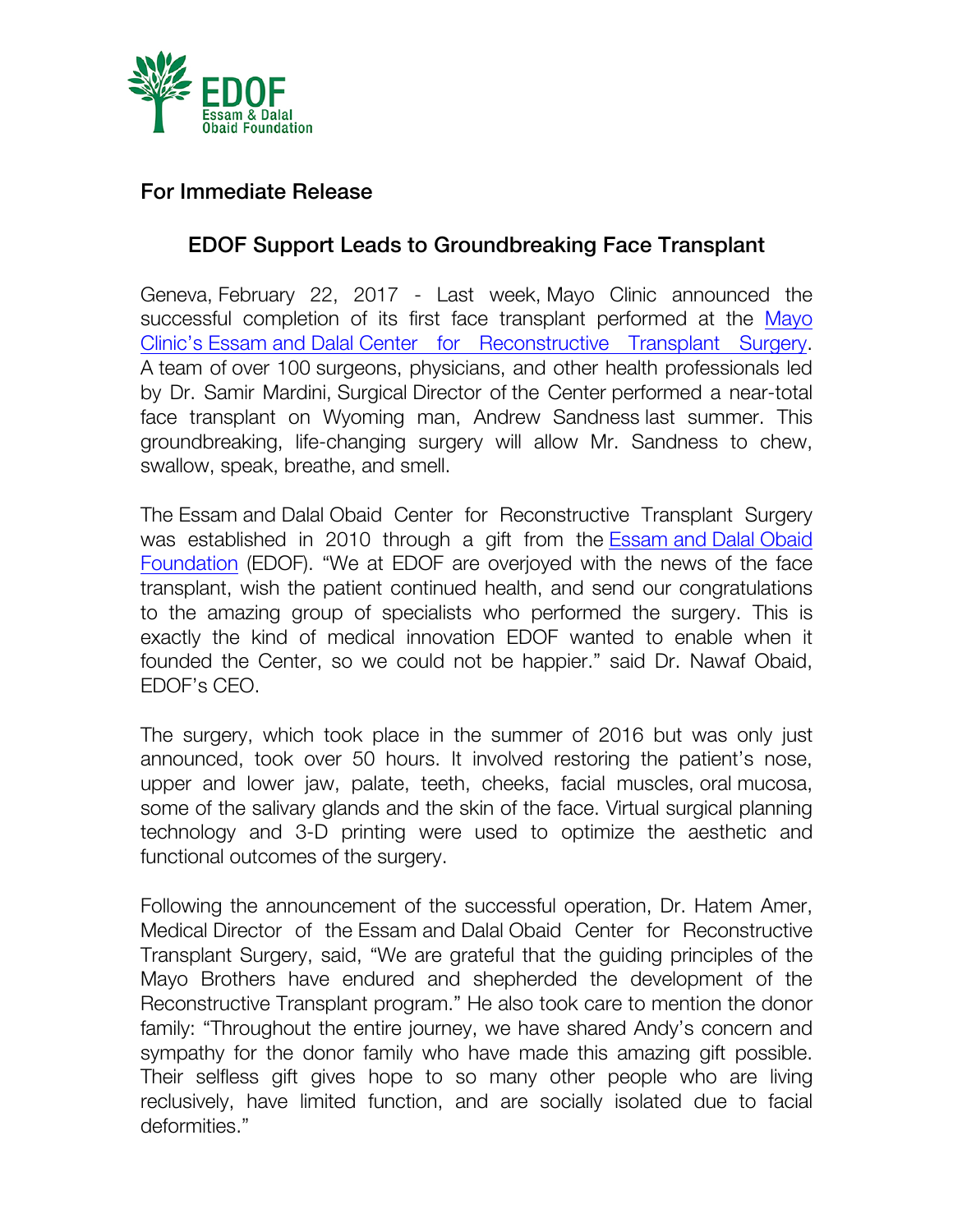EDOF
Essam & Dalal
Obaid Foundation

**For Immediate Release**

## EDOF Support Leads to Groundbreaking Face Transplant

Geneva, February 22, 2017 - Last week, Mayo Clinic announced the successful completion of its first face transplant performed at the Mayo Clinic's Essam and Dalal Center for Reconstructive Transplant Surgery. A team of over 100 surgeons, physicians, and other health professionals led by Dr. Samir Mardini, Surgical Director of the Center performed a near-total face transplant on Wyoming man, Andrew Sandness last summer. This groundbreaking, life-changing surgery will allow Mr. Sandness to chew, swallow, speak, breathe, and smell.

The Essam and Dalal Obaid Center for Reconstructive Transplant Surgery was established in 2010 through a gift from the Essam and Dalal Obaid Foundation (EDOF). "We at EDOF are overjoyed with the news of the face transplant, wish the patient continued health, and send our congratulations to the amazing group of specialists who performed the surgery. This is exactly the kind of medical innovation EDOF wanted to enable when it founded the Center, so we could not be happier." said Dr. Nawaf Obaid, EDOF's CEO.

The surgery, which took place in the summer of 2016 but was only just announced, took over 50 hours. It involved restoring the patient's nose, upper and lower jaw, palate, teeth, cheeks, facial muscles, oral mucosa, some of the salivary glands and the skin of the face. Virtual surgical planning technology and 3-D printing were used to optimize the aesthetic and functional outcomes of the surgery.

Following the announcement of the successful operation, Dr. Hatem Amer, Medical Director of the Essam and Dalal Obaid Center for Reconstructive Transplant Surgery, said, "We are grateful that the guiding principles of the Mayo Brothers have endured and shepherded the development of the Reconstructive Transplant program." He also took care to mention the donor family: "Throughout the entire journey, we have shared Andy's concern and sympathy for the donor family who have made this amazing gift possible. Their selfless gift gives hope to so many other people who are living reclusively, have limited function, and are socially isolated due to facial deformities."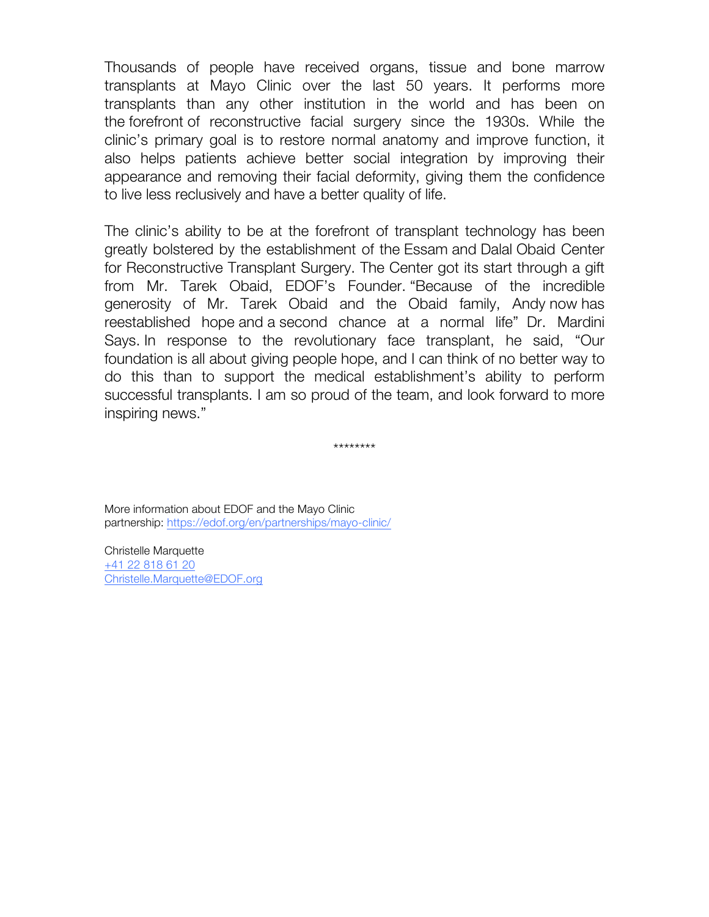Thousands of people have received organs, tissue and bone marrow transplants at Mayo Clinic over the last 50 years. It performs more transplants than any other institution in the world and has been on the forefront of reconstructive facial surgery since the 1930s. While the clinic's primary goal is to restore normal anatomy and improve function, it also helps patients achieve better social integration by improving their appearance and removing their facial deformity, giving them the confidence to live less reclusively and have a better quality of life.

The clinic's ability to be at the forefront of transplant technology has been greatly bolstered by the establishment of the Essam and Dalal Obaid Center for Reconstructive Transplant Surgery. The Center got its start through a gift from Mr. Tarek Obaid, EDOF's Founder. "Because of the incredible generosity of Mr. Tarek Obaid and the Obaid family, Andy now has reestablished hope and a second chance at a normal life" Dr. Mardini Says. In response to the revolutionary face transplant, he said, "Our foundation is all about giving people hope, and I can think of no better way to do this than to support the medical establishment's ability to perform successful transplants. I am so proud of the team, and look forward to more inspiring news."

********

More information about EDOF and the Mayo Clinic partnership: https://edof.org/en/partnerships/mayo-clinic/

Christelle Marquette
+41 22 818 61 20
Christelle.Marquette@EDOF.org